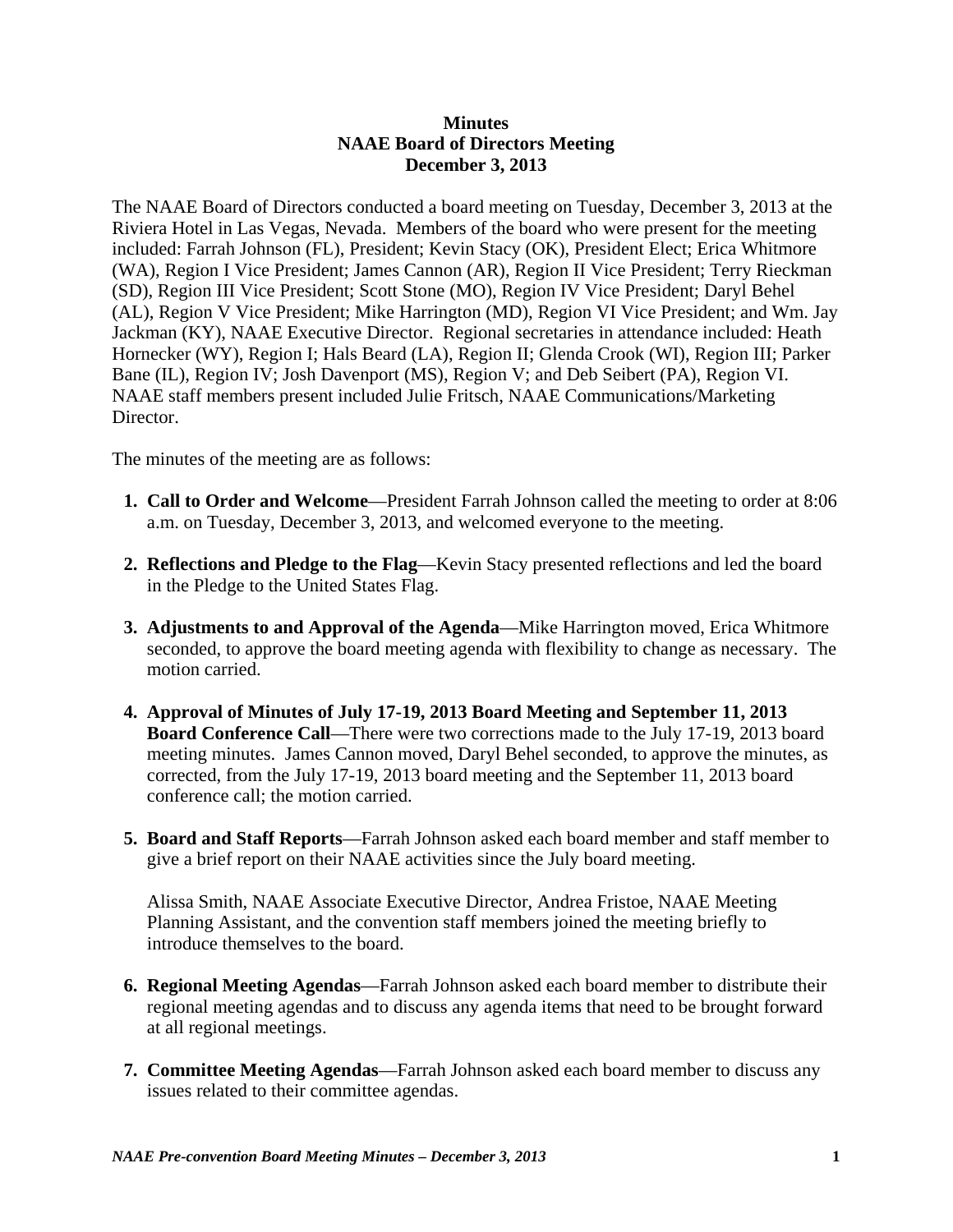**Minutes**
**NAAE Board of Directors Meeting**
**December 3, 2013**

The NAAE Board of Directors conducted a board meeting on Tuesday, December 3, 2013 at the Riviera Hotel in Las Vegas, Nevada. Members of the board who were present for the meeting included: Farrah Johnson (FL), President; Kevin Stacy (OK), President Elect; Erica Whitmore (WA), Region I Vice President; James Cannon (AR), Region II Vice President; Terry Rieckman (SD), Region III Vice President; Scott Stone (MO), Region IV Vice President; Daryl Behel (AL), Region V Vice President; Mike Harrington (MD), Region VI Vice President; and Wm. Jay Jackman (KY), NAAE Executive Director. Regional secretaries in attendance included: Heath Hornecker (WY), Region I; Hals Beard (LA), Region II; Glenda Crook (WI), Region III; Parker Bane (IL), Region IV; Josh Davenport (MS), Region V; and Deb Seibert (PA), Region VI. NAAE staff members present included Julie Fritsch, NAAE Communications/Marketing Director.

The minutes of the meeting are as follows:

1. **Call to Order and Welcome**—President Farrah Johnson called the meeting to order at 8:06 a.m. on Tuesday, December 3, 2013, and welcomed everyone to the meeting.

2. **Reflections and Pledge to the Flag**—Kevin Stacy presented reflections and led the board in the Pledge to the United States Flag.

3. **Adjustments to and Approval of the Agenda**—Mike Harrington moved, Erica Whitmore seconded, to approve the board meeting agenda with flexibility to change as necessary. The motion carried.

4. **Approval of Minutes of July 17-19, 2013 Board Meeting and September 11, 2013 Board Conference Call**—There were two corrections made to the July 17-19, 2013 board meeting minutes. James Cannon moved, Daryl Behel seconded, to approve the minutes, as corrected, from the July 17-19, 2013 board meeting and the September 11, 2013 board conference call; the motion carried.

5. **Board and Staff Reports**—Farrah Johnson asked each board member and staff member to give a brief report on their NAAE activities since the July board meeting.

   Alissa Smith, NAAE Associate Executive Director, Andrea Fristoe, NAAE Meeting Planning Assistant, and the convention staff members joined the meeting briefly to introduce themselves to the board.

6. **Regional Meeting Agendas**—Farrah Johnson asked each board member to distribute their regional meeting agendas and to discuss any agenda items that need to be brought forward at all regional meetings.

7. **Committee Meeting Agendas**—Farrah Johnson asked each board member to discuss any issues related to their committee agendas.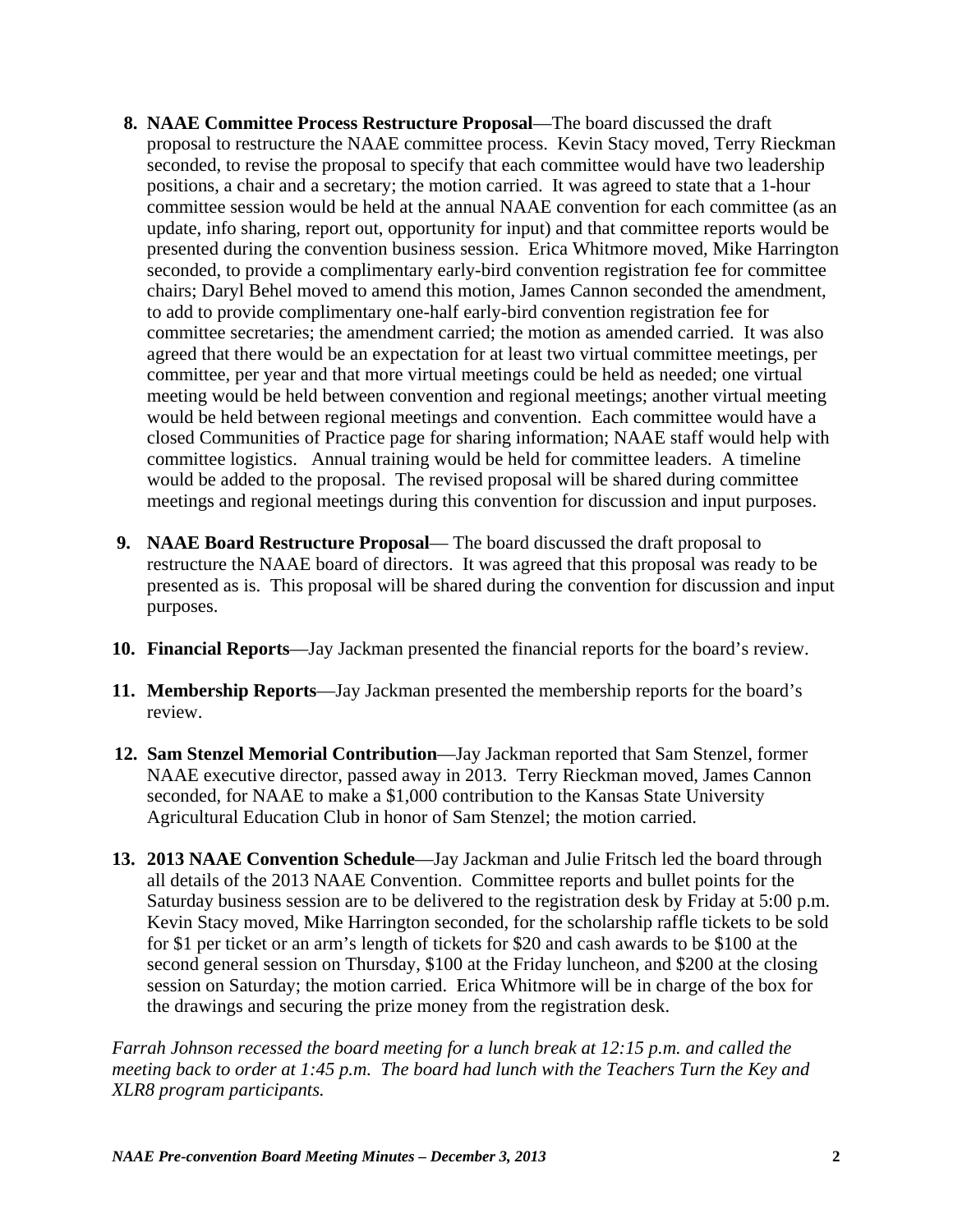8. **NAAE Committee Process Restructure Proposal**—The board discussed the draft proposal to restructure the NAAE committee process. Kevin Stacy moved, Terry Rieckman seconded, to revise the proposal to specify that each committee would have two leadership positions, a chair and a secretary; the motion carried. It was agreed to state that a 1-hour committee session would be held at the annual NAAE convention for each committee (as an update, info sharing, report out, opportunity for input) and that committee reports would be presented during the convention business session. Erica Whitmore moved, Mike Harrington seconded, to provide a complimentary early-bird convention registration fee for committee chairs; Daryl Behel moved to amend this motion, James Cannon seconded the amendment, to add to provide complimentary one-half early-bird convention registration fee for committee secretaries; the amendment carried; the motion as amended carried. It was also agreed that there would be an expectation for at least two virtual committee meetings, per committee, per year and that more virtual meetings could be held as needed; one virtual meeting would be held between convention and regional meetings; another virtual meeting would be held between regional meetings and convention. Each committee would have a closed Communities of Practice page for sharing information; NAAE staff would help with committee logistics. Annual training would be held for committee leaders. A timeline would be added to the proposal. The revised proposal will be shared during committee meetings and regional meetings during this convention for discussion and input purposes.

9. **NAAE Board Restructure Proposal**— The board discussed the draft proposal to restructure the NAAE board of directors. It was agreed that this proposal was ready to be presented as is. This proposal will be shared during the convention for discussion and input purposes.

10. **Financial Reports**—Jay Jackman presented the financial reports for the board's review.

11. **Membership Reports**—Jay Jackman presented the membership reports for the board's review.

12. **Sam Stenzel Memorial Contribution**—Jay Jackman reported that Sam Stenzel, former NAAE executive director, passed away in 2013. Terry Rieckman moved, James Cannon seconded, for NAAE to make a $1,000 contribution to the Kansas State University Agricultural Education Club in honor of Sam Stenzel; the motion carried.

13. **2013 NAAE Convention Schedule**—Jay Jackman and Julie Fritsch led the board through all details of the 2013 NAAE Convention. Committee reports and bullet points for the Saturday business session are to be delivered to the registration desk by Friday at 5:00 p.m. Kevin Stacy moved, Mike Harrington seconded, for the scholarship raffle tickets to be sold for $1 per ticket or an arm's length of tickets for $20 and cash awards to be $100 at the second general session on Thursday, $100 at the Friday luncheon, and $200 at the closing session on Saturday; the motion carried. Erica Whitmore will be in charge of the box for the drawings and securing the prize money from the registration desk.

*Farrah Johnson recessed the board meeting for a lunch break at 12:15 p.m. and called the meeting back to order at 1:45 p.m. The board had lunch with the Teachers Turn the Key and XLR8 program participants.*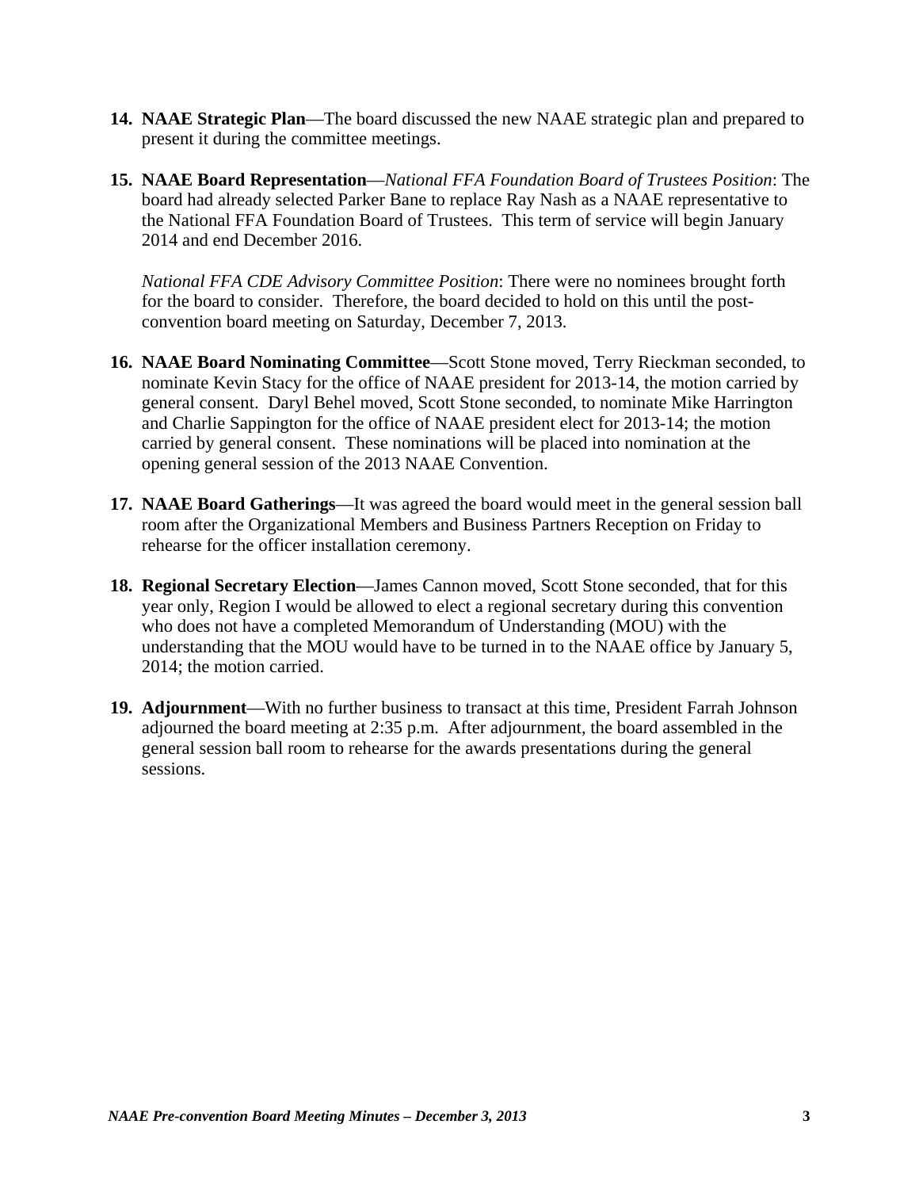14. **NAAE Strategic Plan**—The board discussed the new NAAE strategic plan and prepared to present it during the committee meetings.

15. **NAAE Board Representation**—*National FFA Foundation Board of Trustees Position*: The board had already selected Parker Bane to replace Ray Nash as a NAAE representative to the National FFA Foundation Board of Trustees. This term of service will begin January 2014 and end December 2016.

    *National FFA CDE Advisory Committee Position*: There were no nominees brought forth for the board to consider. Therefore, the board decided to hold on this until the post-convention board meeting on Saturday, December 7, 2013.

16. **NAAE Board Nominating Committee**—Scott Stone moved, Terry Rieckman seconded, to nominate Kevin Stacy for the office of NAAE president for 2013-14, the motion carried by general consent. Daryl Behel moved, Scott Stone seconded, to nominate Mike Harrington and Charlie Sappington for the office of NAAE president elect for 2013-14; the motion carried by general consent. These nominations will be placed into nomination at the opening general session of the 2013 NAAE Convention.

17. **NAAE Board Gatherings**—It was agreed the board would meet in the general session ball room after the Organizational Members and Business Partners Reception on Friday to rehearse for the officer installation ceremony.

18. **Regional Secretary Election**—James Cannon moved, Scott Stone seconded, that for this year only, Region I would be allowed to elect a regional secretary during this convention who does not have a completed Memorandum of Understanding (MOU) with the understanding that the MOU would have to be turned in to the NAAE office by January 5, 2014; the motion carried.

19. **Adjournment**—With no further business to transact at this time, President Farrah Johnson adjourned the board meeting at 2:35 p.m. After adjournment, the board assembled in the general session ball room to rehearse for the awards presentations during the general sessions.